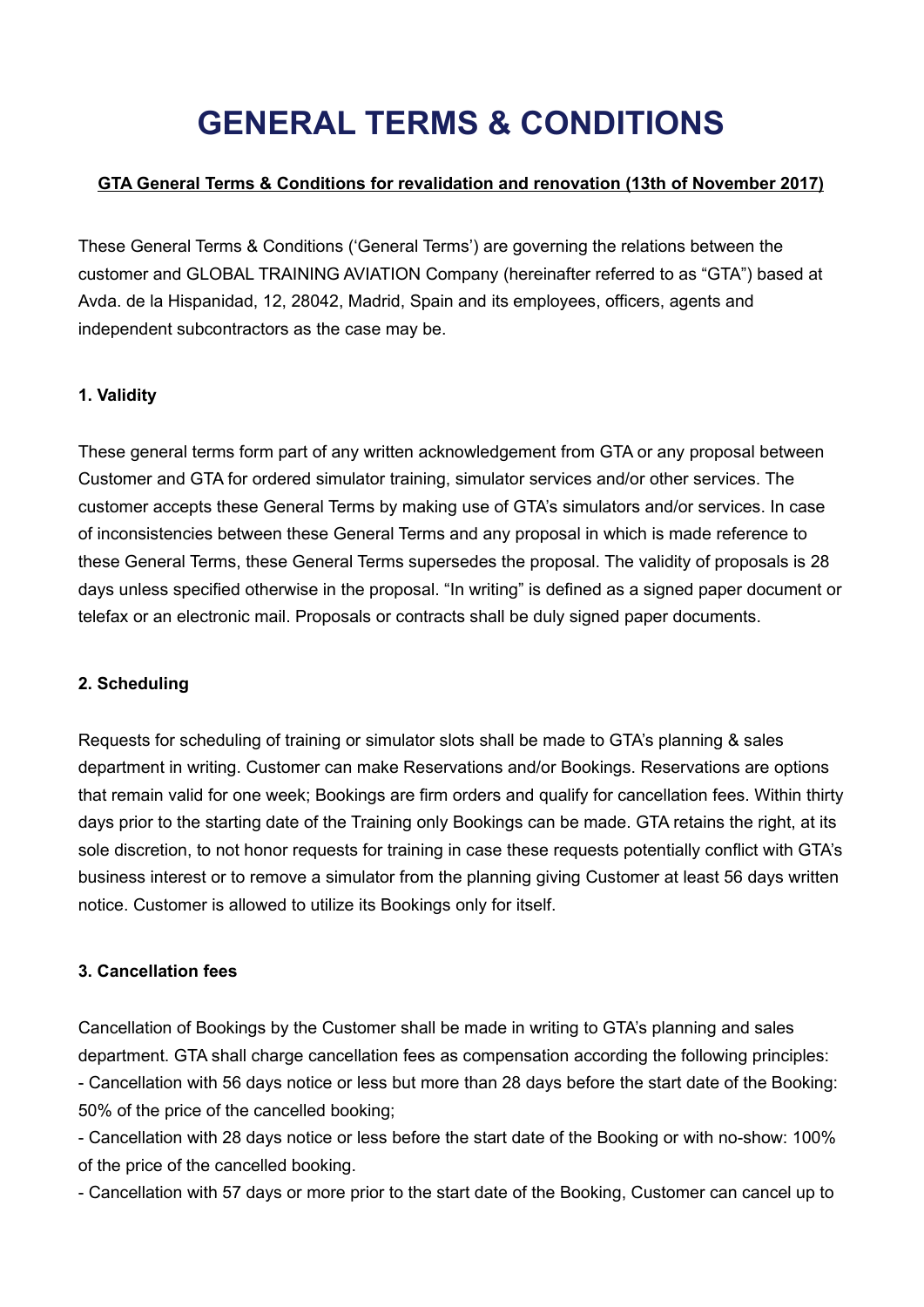# GENERAL TERMS & CONDITIONS

**GTA General Terms & Conditions for revalidation and renovation (13th of November 2017)**

These General Terms & Conditions ('General Terms') are governing the relations between the customer and GLOBAL TRAINING AVIATION Company (hereinafter referred to as "GTA") based at Avda. de la Hispanidad, 12, 28042, Madrid, Spain and its employees, officers, agents and independent subcontractors as the case may be.

**1. Validity**

These general terms form part of any written acknowledgement from GTA or any proposal between Customer and GTA for ordered simulator training, simulator services and/or other services. The customer accepts these General Terms by making use of GTA's simulators and/or services. In case of inconsistencies between these General Terms and any proposal in which is made reference to these General Terms, these General Terms supersedes the proposal. The validity of proposals is 28 days unless specified otherwise in the proposal. "In writing" is defined as a signed paper document or telefax or an electronic mail. Proposals or contracts shall be duly signed paper documents.

**2. Scheduling**

Requests for scheduling of training or simulator slots shall be made to GTA's planning & sales department in writing. Customer can make Reservations and/or Bookings. Reservations are options that remain valid for one week; Bookings are firm orders and qualify for cancellation fees. Within thirty days prior to the starting date of the Training only Bookings can be made. GTA retains the right, at its sole discretion, to not honor requests for training in case these requests potentially conflict with GTA's business interest or to remove a simulator from the planning giving Customer at least 56 days written notice. Customer is allowed to utilize its Bookings only for itself.

**3. Cancellation fees**

Cancellation of Bookings by the Customer shall be made in writing to GTA's planning and sales department. GTA shall charge cancellation fees as compensation according the following principles:

- Cancellation with 56 days notice or less but more than 28 days before the start date of the Booking: 50% of the price of the cancelled booking;
- Cancellation with 28 days notice or less before the start date of the Booking or with no-show: 100% of the price of the cancelled booking.
- Cancellation with 57 days or more prior to the start date of the Booking, Customer can cancel up to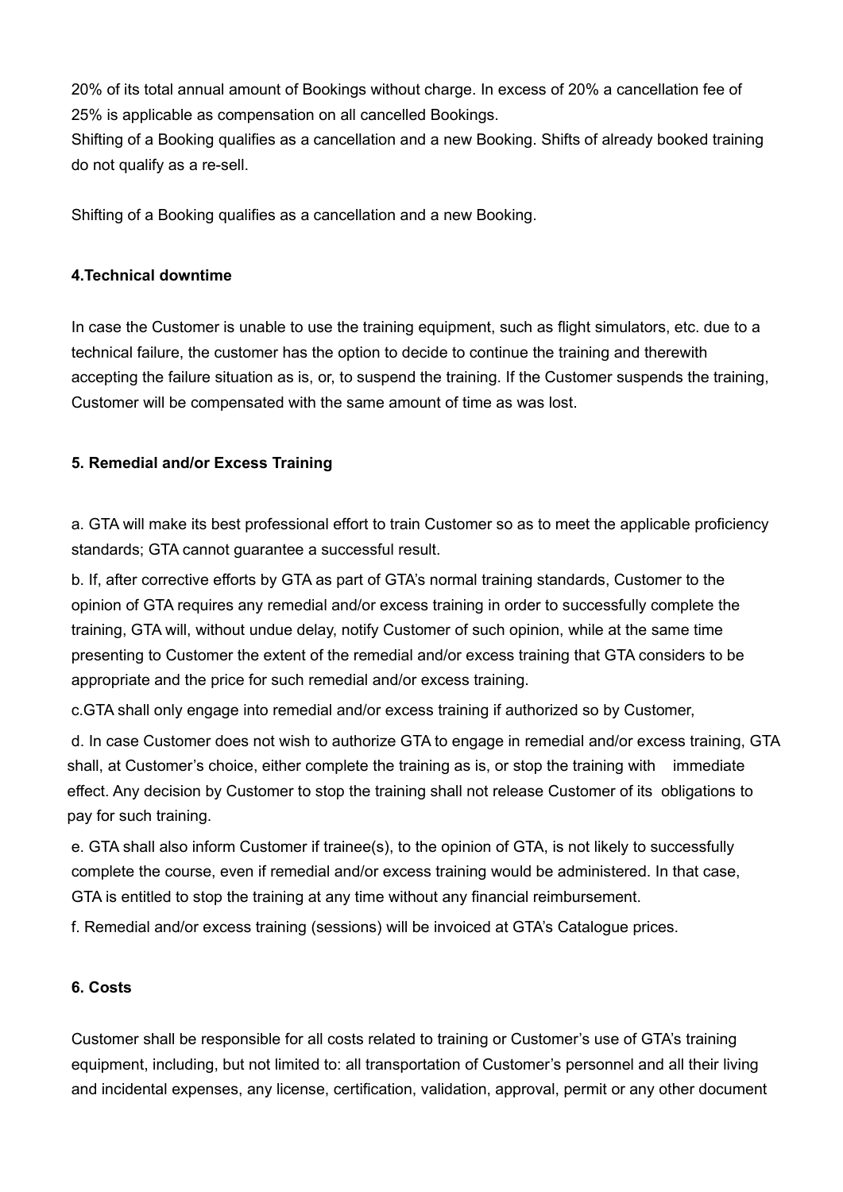20% of its total annual amount of Bookings without charge. In excess of 20% a cancellation fee of 25% is applicable as compensation on all cancelled Bookings.
Shifting of a Booking qualifies as a cancellation and a new Booking. Shifts of already booked training do not qualify as a re-sell.

Shifting of a Booking qualifies as a cancellation and a new Booking.

**4.Technical downtime**

In case the Customer is unable to use the training equipment, such as flight simulators, etc. due to a technical failure, the customer has the option to decide to continue the training and therewith accepting the failure situation as is, or, to suspend the training. If the Customer suspends the training, Customer will be compensated with the same amount of time as was lost.

**5. Remedial and/or Excess Training**

a. GTA will make its best professional effort to train Customer so as to meet the applicable proficiency standards; GTA cannot guarantee a successful result.

b. If, after corrective efforts by GTA as part of GTA's normal training standards, Customer to the opinion of GTA requires any remedial and/or excess training in order to successfully complete the training, GTA will, without undue delay, notify Customer of such opinion, while at the same time presenting to Customer the extent of the remedial and/or excess training that GTA considers to be appropriate and the price for such remedial and/or excess training.

c.GTA shall only engage into remedial and/or excess training if authorized so by Customer,

d. In case Customer does not wish to authorize GTA to engage in remedial and/or excess training, GTA shall, at Customer's choice, either complete the training as is, or stop the training with immediate effect. Any decision by Customer to stop the training shall not release Customer of its obligations to pay for such training.

e. GTA shall also inform Customer if trainee(s), to the opinion of GTA, is not likely to successfully complete the course, even if remedial and/or excess training would be administered. In that case, GTA is entitled to stop the training at any time without any financial reimbursement.

f. Remedial and/or excess training (sessions) will be invoiced at GTA's Catalogue prices.

**6. Costs**

Customer shall be responsible for all costs related to training or Customer's use of GTA's training equipment, including, but not limited to: all transportation of Customer's personnel and all their living and incidental expenses, any license, certification, validation, approval, permit or any other document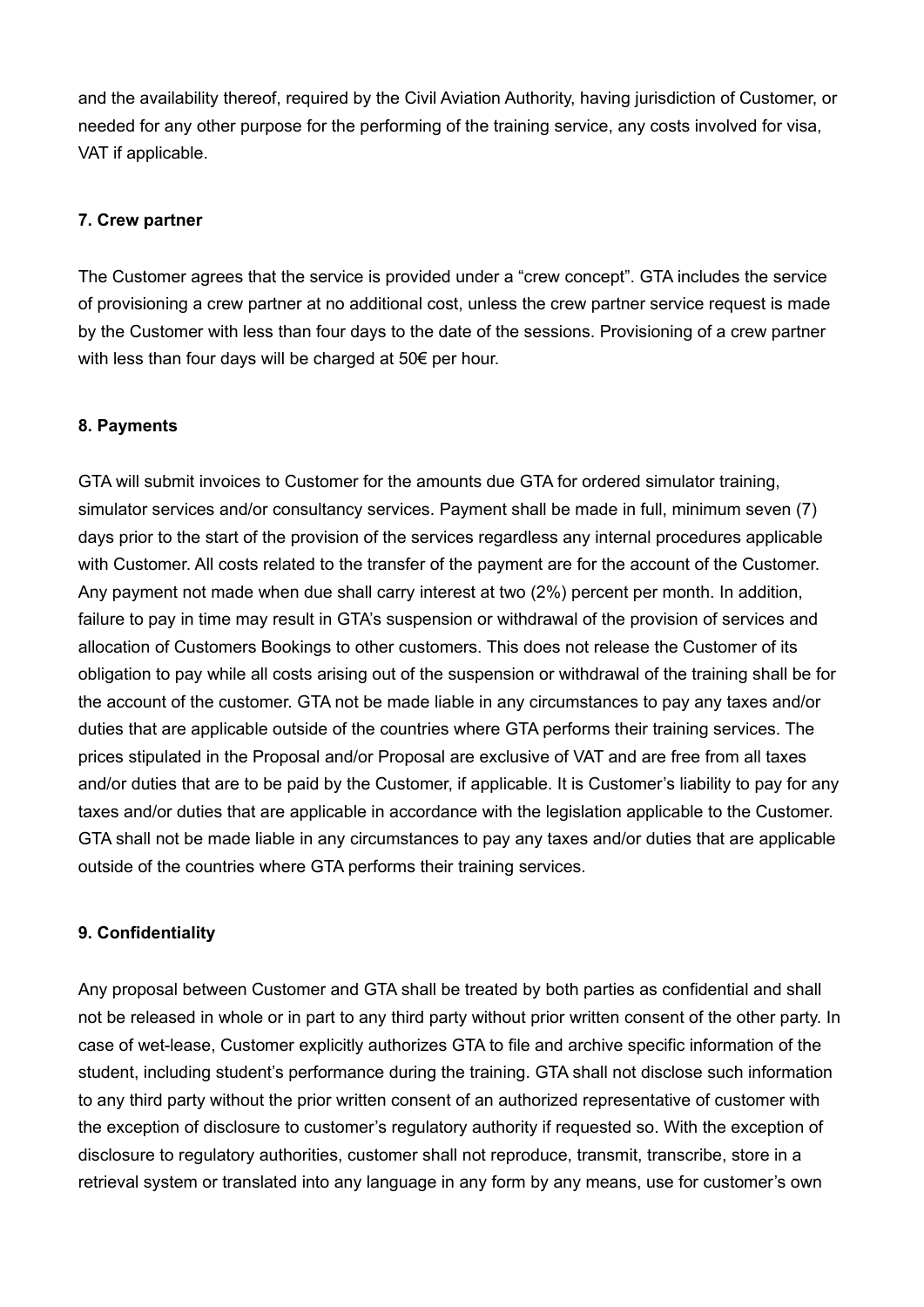and the availability thereof, required by the Civil Aviation Authority, having jurisdiction of Customer, or needed for any other purpose for the performing of the training service, any costs involved for visa, VAT if applicable.

**7. Crew partner**

The Customer agrees that the service is provided under a "crew concept". GTA includes the service of provisioning a crew partner at no additional cost, unless the crew partner service request is made by the Customer with less than four days to the date of the sessions. Provisioning of a crew partner with less than four days will be charged at 50€ per hour.

**8. Payments**

GTA will submit invoices to Customer for the amounts due GTA for ordered simulator training, simulator services and/or consultancy services. Payment shall be made in full, minimum seven (7) days prior to the start of the provision of the services regardless any internal procedures applicable with Customer. All costs related to the transfer of the payment are for the account of the Customer. Any payment not made when due shall carry interest at two (2%) percent per month. In addition, failure to pay in time may result in GTA's suspension or withdrawal of the provision of services and allocation of Customers Bookings to other customers. This does not release the Customer of its obligation to pay while all costs arising out of the suspension or withdrawal of the training shall be for the account of the customer. GTA not be made liable in any circumstances to pay any taxes and/or duties that are applicable outside of the countries where GTA performs their training services. The prices stipulated in the Proposal and/or Proposal are exclusive of VAT and are free from all taxes and/or duties that are to be paid by the Customer, if applicable. It is Customer's liability to pay for any taxes and/or duties that are applicable in accordance with the legislation applicable to the Customer. GTA shall not be made liable in any circumstances to pay any taxes and/or duties that are applicable outside of the countries where GTA performs their training services.

**9. Confidentiality**

Any proposal between Customer and GTA shall be treated by both parties as confidential and shall not be released in whole or in part to any third party without prior written consent of the other party. In case of wet-lease, Customer explicitly authorizes GTA to file and archive specific information of the student, including student's performance during the training. GTA shall not disclose such information to any third party without the prior written consent of an authorized representative of customer with the exception of disclosure to customer's regulatory authority if requested so. With the exception of disclosure to regulatory authorities, customer shall not reproduce, transmit, transcribe, store in a retrieval system or translated into any language in any form by any means, use for customer's own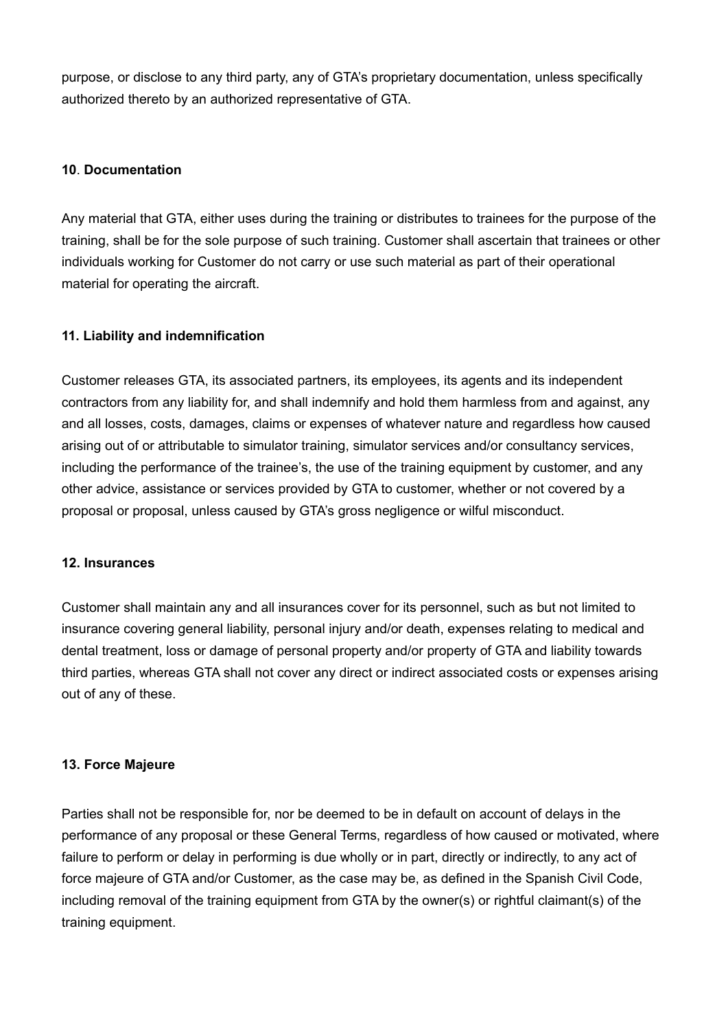purpose, or disclose to any third party, any of GTA's proprietary documentation, unless specifically authorized thereto by an authorized representative of GTA.

**10**. **Documentation**

Any material that GTA, either uses during the training or distributes to trainees for the purpose of the training, shall be for the sole purpose of such training. Customer shall ascertain that trainees or other individuals working for Customer do not carry or use such material as part of their operational material for operating the aircraft.

**11. Liability and indemnification**

Customer releases GTA, its associated partners, its employees, its agents and its independent contractors from any liability for, and shall indemnify and hold them harmless from and against, any and all losses, costs, damages, claims or expenses of whatever nature and regardless how caused arising out of or attributable to simulator training, simulator services and/or consultancy services, including the performance of the trainee's, the use of the training equipment by customer, and any other advice, assistance or services provided by GTA to customer, whether or not covered by a proposal or proposal, unless caused by GTA's gross negligence or wilful misconduct.

**12. Insurances**

Customer shall maintain any and all insurances cover for its personnel, such as but not limited to insurance covering general liability, personal injury and/or death, expenses relating to medical and dental treatment, loss or damage of personal property and/or property of GTA and liability towards third parties, whereas GTA shall not cover any direct or indirect associated costs or expenses arising out of any of these.

**13. Force Majeure**

Parties shall not be responsible for, nor be deemed to be in default on account of delays in the performance of any proposal or these General Terms, regardless of how caused or motivated, where failure to perform or delay in performing is due wholly or in part, directly or indirectly, to any act of force majeure of GTA and/or Customer, as the case may be, as defined in the Spanish Civil Code, including removal of the training equipment from GTA by the owner(s) or rightful claimant(s) of the training equipment.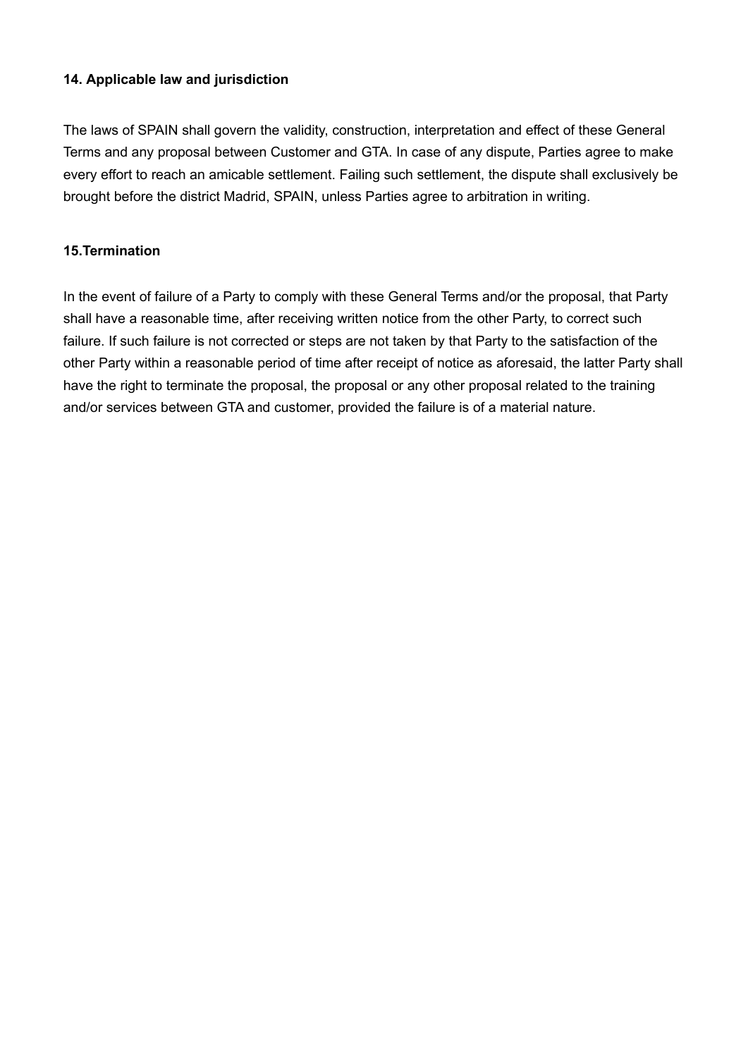## 14. Applicable law and jurisdiction

The laws of SPAIN shall govern the validity, construction, interpretation and effect of these General Terms and any proposal between Customer and GTA. In case of any dispute, Parties agree to make every effort to reach an amicable settlement. Failing such settlement, the dispute shall exclusively be brought before the district Madrid, SPAIN, unless Parties agree to arbitration in writing.

## 15.Termination

In the event of failure of a Party to comply with these General Terms and/or the proposal, that Party shall have a reasonable time, after receiving written notice from the other Party, to correct such failure. If such failure is not corrected or steps are not taken by that Party to the satisfaction of the other Party within a reasonable period of time after receipt of notice as aforesaid, the latter Party shall have the right to terminate the proposal, the proposal or any other proposal related to the training and/or services between GTA and customer, provided the failure is of a material nature.